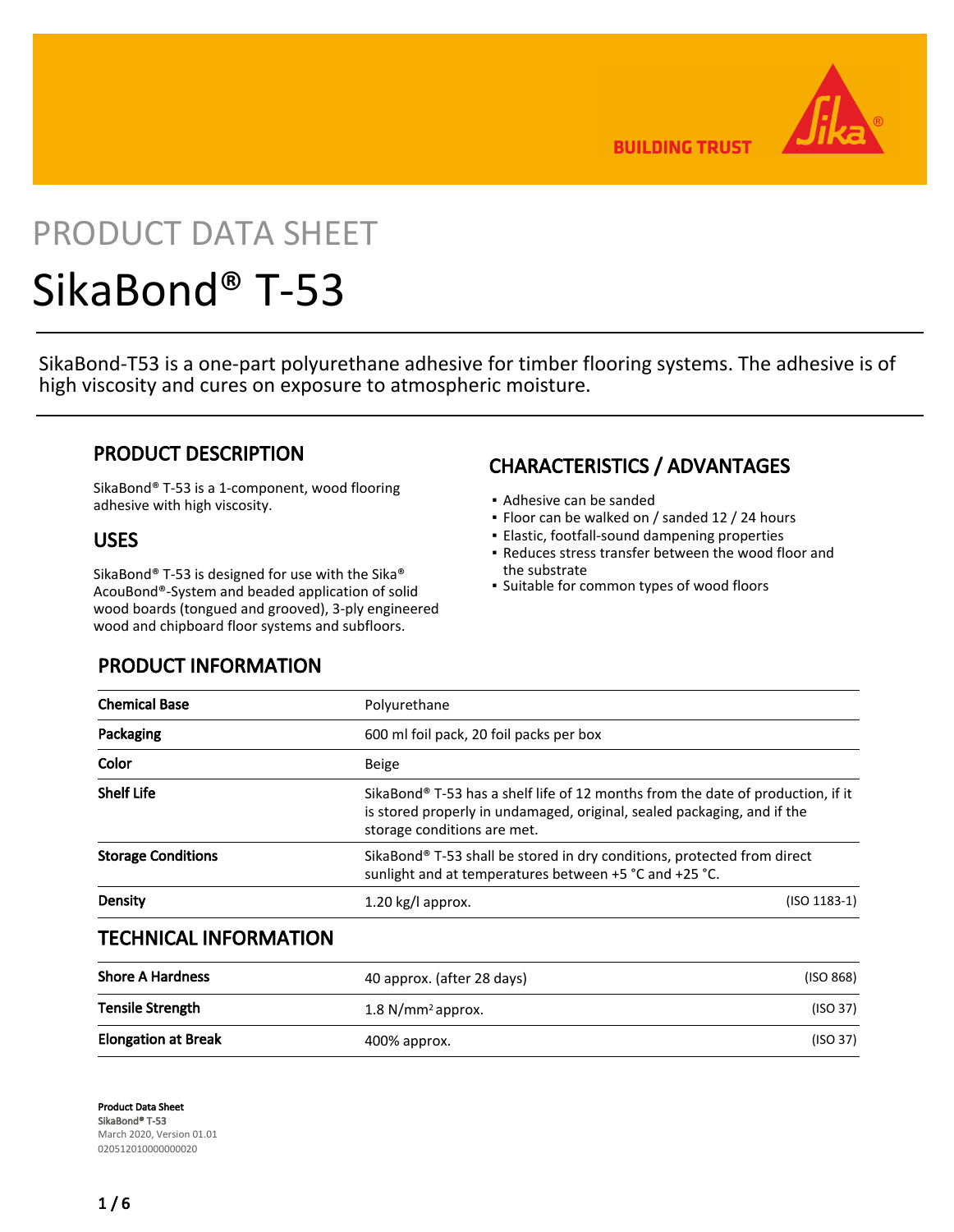BUILDING TRUST

# PRODUCT DATA SHEET

# SikaBond® T-53

SikaBond-T53 is a one-part polyurethane adhesive for timber flooring systems. The adhesive is of high viscosity and cures on exposure to atmospheric moisture.

## PRODUCT DESCRIPTION

SikaBond® T-53 is a 1-component, wood flooring adhesive with high viscosity.

## USES

SikaBond® T-53 is designed for use with the Sika® AcouBond®-System and beaded application of solid wood boards (tongued and grooved), 3-ply engineered wood and chipboard floor systems and subfloors.

## CHARACTERISTICS / ADVANTAGES

- Adhesive can be sanded
- Floor can be walked on / sanded 12 / 24 hours
- Elastic, footfall-sound dampening properties
- Reduces stress transfer between the wood floor and the substrate
- Suitable for common types of wood floors

## PRODUCT INFORMATION

| | | |
|---|---|---|
| **Chemical Base** | Polyurethane | |
| **Packaging** | 600 ml foil pack, 20 foil packs per box | |
| **Color** | Beige | |
| **Shelf Life** | SikaBond® T-53 has a shelf life of 12 months from the date of production, if it is stored properly in undamaged, original, sealed packaging, and if the storage conditions are met. | |
| **Storage Conditions** | SikaBond® T-53 shall be stored in dry conditions, protected from direct sunlight and at temperatures between +5 °C and +25 °C. | |
| **Density** | 1.20 kg/l approx. | (ISO 1183-1) |

## TECHNICAL INFORMATION

| | | |
|---|---|---|
| **Shore A Hardness** | 40 approx. (after 28 days) | (ISO 868) |
| **Tensile Strength** | 1.8 N/mm² approx. | (ISO 37) |
| **Elongation at Break** | 400% approx. | (ISO 37) |

**Product Data Sheet**
**SikaBond® T-53**
March 2020, Version 01.01
020512010000000020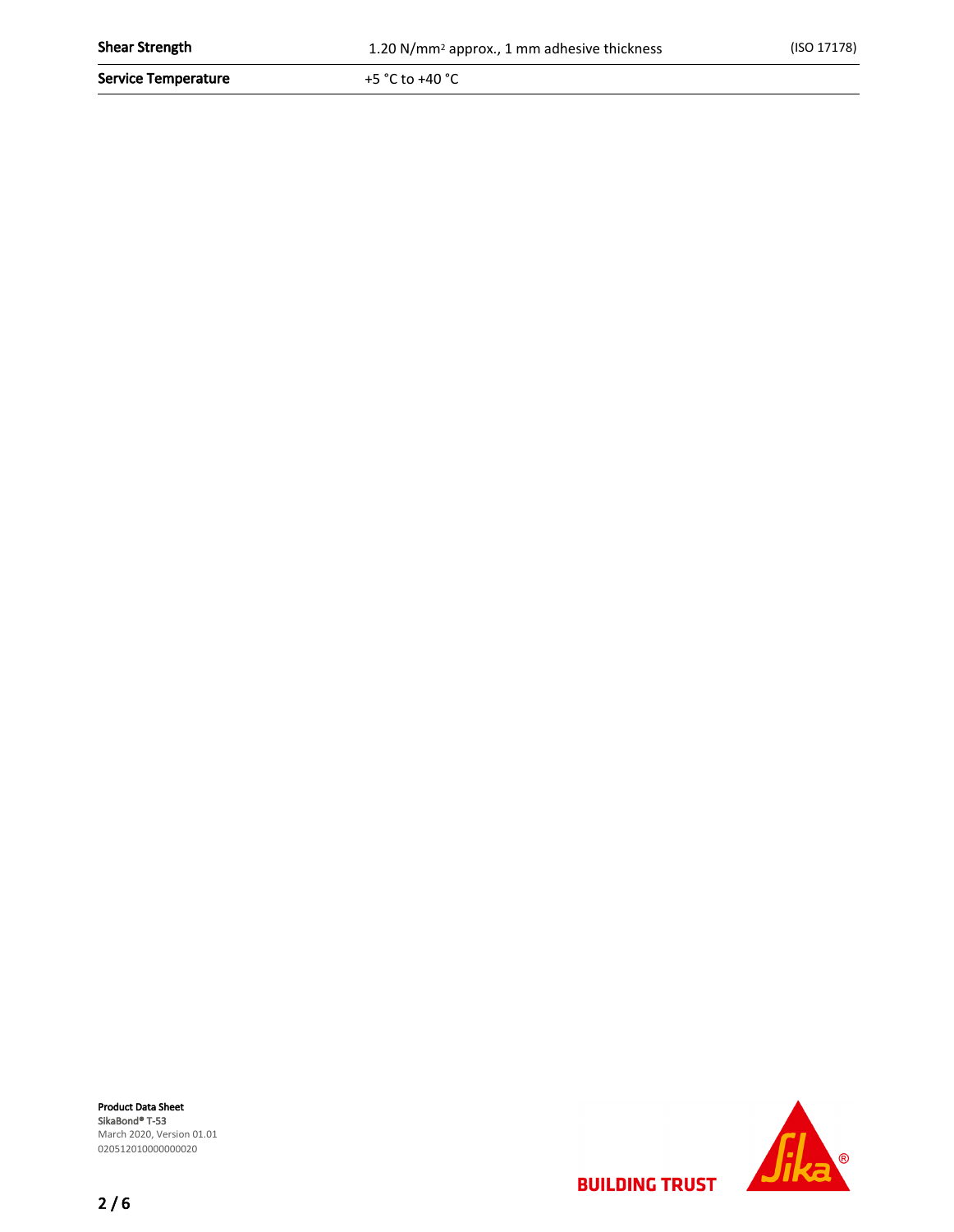| | | |
|---|---|---|
| **Shear Strength** | 1.20 N/mm² approx., 1 mm adhesive thickness | (ISO 17178) |
| **Service Temperature** | +5 °C to +40 °C | |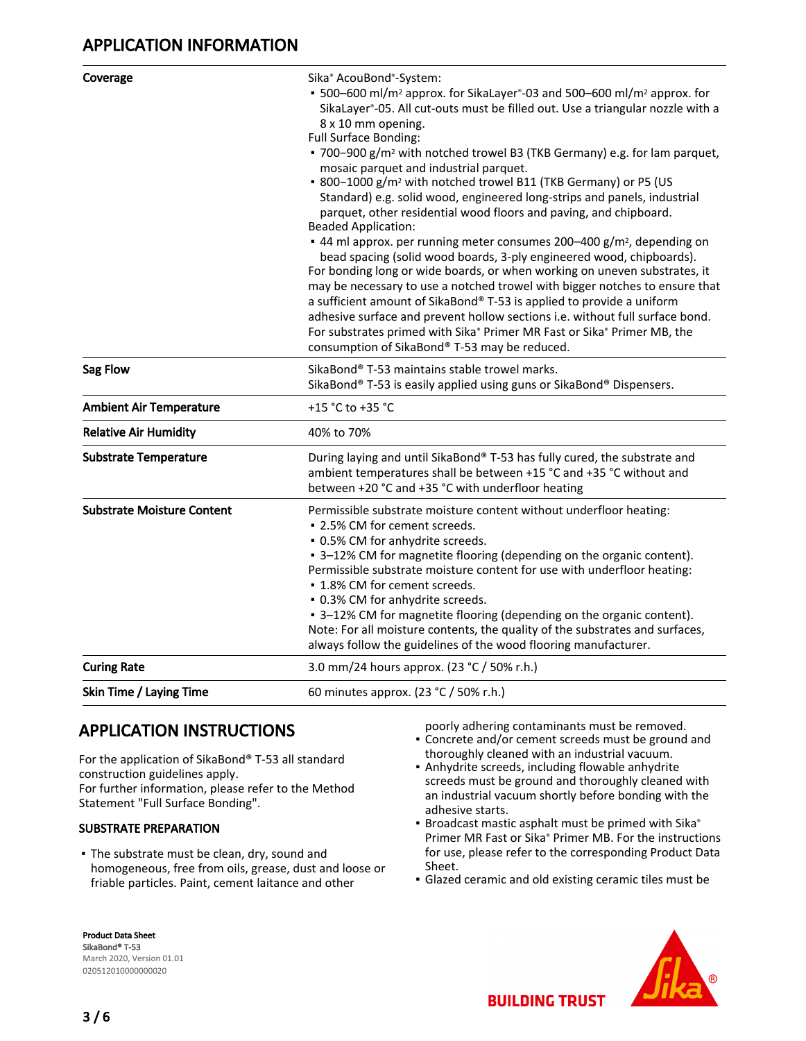## APPLICATION INFORMATION

| | |
|---|---|
| **Coverage** | Sika® AcouBond®-System:<br>▪ 500–600 ml/m² approx. for SikaLayer®-03 and 500–600 ml/m² approx. for SikaLayer®-05. All cut-outs must be filled out. Use a triangular nozzle with a 8 x 10 mm opening.<br>Full Surface Bonding:<br>▪ 700−900 g/m² with notched trowel B3 (TKB Germany) e.g. for lam parquet, mosaic parquet and industrial parquet.<br>▪ 800−1000 g/m² with notched trowel B11 (TKB Germany) or P5 (US Standard) e.g. solid wood, engineered long-strips and panels, industrial parquet, other residential wood floors and paving, and chipboard.<br>Beaded Application:<br>▪ 44 ml approx. per running meter consumes 200–400 g/m², depending on bead spacing (solid wood boards, 3-ply engineered wood, chipboards).<br>For bonding long or wide boards, or when working on uneven substrates, it may be necessary to use a notched trowel with bigger notches to ensure that a sufficient amount of SikaBond® T-53 is applied to provide a uniform adhesive surface and prevent hollow sections i.e. without full surface bond.<br>For substrates primed with Sika® Primer MR Fast or Sika® Primer MB, the consumption of SikaBond® T-53 may be reduced. |
| **Sag Flow** | SikaBond® T-53 maintains stable trowel marks.<br>SikaBond® T-53 is easily applied using guns or SikaBond® Dispensers. |
| **Ambient Air Temperature** | +15 °C to +35 °C |
| **Relative Air Humidity** | 40% to 70% |
| **Substrate Temperature** | During laying and until SikaBond® T-53 has fully cured, the substrate and ambient temperatures shall be between +15 °C and +35 °C without and between +20 °C and +35 °C with underfloor heating |
| **Substrate Moisture Content** | Permissible substrate moisture content without underfloor heating:<br>▪ 2.5% CM for cement screeds.<br>▪ 0.5% CM for anhydrite screeds.<br>▪ 3–12% CM for magnetite flooring (depending on the organic content).<br>Permissible substrate moisture content for use with underfloor heating:<br>▪ 1.8% CM for cement screeds.<br>▪ 0.3% CM for anhydrite screeds.<br>▪ 3–12% CM for magnetite flooring (depending on the organic content).<br>Note: For all moisture contents, the quality of the substrates and surfaces, always follow the guidelines of the wood flooring manufacturer. |
| **Curing Rate** | 3.0 mm/24 hours approx. (23 °C / 50% r.h.) |
| **Skin Time / Laying Time** | 60 minutes approx. (23 °C / 50% r.h.) |

## APPLICATION INSTRUCTIONS

For the application of SikaBond® T-53 all standard construction guidelines apply.
For further information, please refer to the Method Statement "Full Surface Bonding".

### SUBSTRATE PREPARATION

- The substrate must be clean, dry, sound and homogeneous, free from oils, grease, dust and loose or friable particles. Paint, cement laitance and other poorly adhering contaminants must be removed.
- Concrete and/or cement screeds must be ground and thoroughly cleaned with an industrial vacuum.
- Anhydrite screeds, including flowable anhydrite screeds must be ground and thoroughly cleaned with an industrial vacuum shortly before bonding with the adhesive starts.
- Broadcast mastic asphalt must be primed with Sika® Primer MR Fast or Sika® Primer MB. For the instructions for use, please refer to the corresponding Product Data Sheet.
- Glazed ceramic and old existing ceramic tiles must be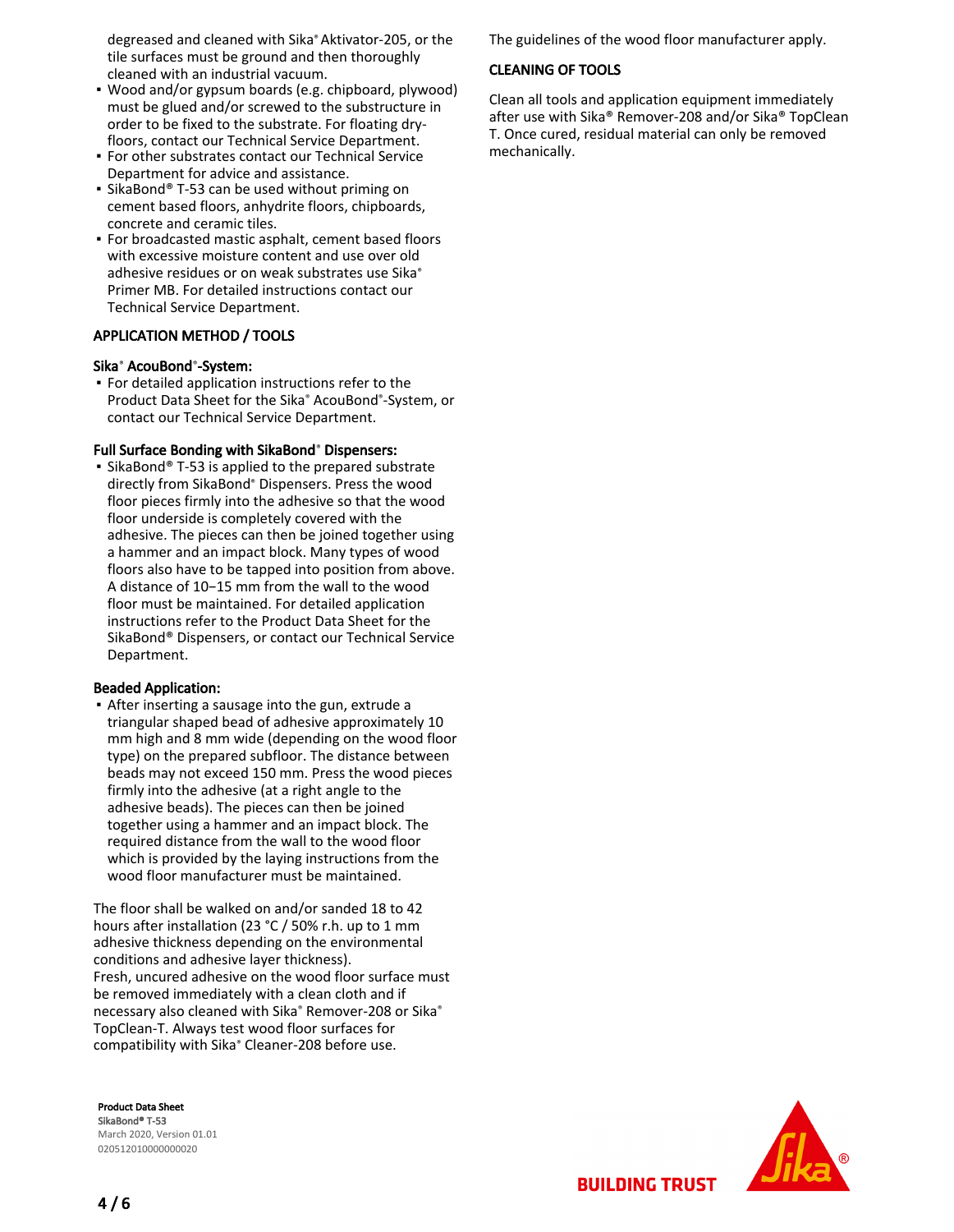degreased and cleaned with Sika® Aktivator-205, or the tile surfaces must be ground and then thoroughly cleaned with an industrial vacuum.

- Wood and/or gypsum boards (e.g. chipboard, plywood) must be glued and/or screwed to the substructure in order to be fixed to the substrate. For floating dry-floors, contact our Technical Service Department.
- For other substrates contact our Technical Service Department for advice and assistance.
- SikaBond® T-53 can be used without priming on cement based floors, anhydrite floors, chipboards, concrete and ceramic tiles.
- For broadcasted mastic asphalt, cement based floors with excessive moisture content and use over old adhesive residues or on weak substrates use Sika® Primer MB. For detailed instructions contact our Technical Service Department.

## APPLICATION METHOD / TOOLS

### Sika® AcouBond®-System:

- For detailed application instructions refer to the Product Data Sheet for the Sika® AcouBond®-System, or contact our Technical Service Department.

### Full Surface Bonding with SikaBond® Dispensers:

- SikaBond® T-53 is applied to the prepared substrate directly from SikaBond® Dispensers. Press the wood floor pieces firmly into the adhesive so that the wood floor underside is completely covered with the adhesive. The pieces can then be joined together using a hammer and an impact block. Many types of wood floors also have to be tapped into position from above. A distance of 10−15 mm from the wall to the wood floor must be maintained. For detailed application instructions refer to the Product Data Sheet for the SikaBond® Dispensers, or contact our Technical Service Department.

### Beaded Application:

- After inserting a sausage into the gun, extrude a triangular shaped bead of adhesive approximately 10 mm high and 8 mm wide (depending on the wood floor type) on the prepared subfloor. The distance between beads may not exceed 150 mm. Press the wood pieces firmly into the adhesive (at a right angle to the adhesive beads). The pieces can then be joined together using a hammer and an impact block. The required distance from the wall to the wood floor which is provided by the laying instructions from the wood floor manufacturer must be maintained.

The floor shall be walked on and/or sanded 18 to 42 hours after installation (23 °C / 50% r.h. up to 1 mm adhesive thickness depending on the environmental conditions and adhesive layer thickness).
Fresh, uncured adhesive on the wood floor surface must be removed immediately with a clean cloth and if necessary also cleaned with Sika® Remover-208 or Sika® TopClean-T. Always test wood floor surfaces for compatibility with Sika® Cleaner-208 before use.
The guidelines of the wood floor manufacturer apply.

## CLEANING OF TOOLS

Clean all tools and application equipment immediately after use with Sika® Remover-208 and/or Sika® TopClean T. Once cured, residual material can only be removed mechanically.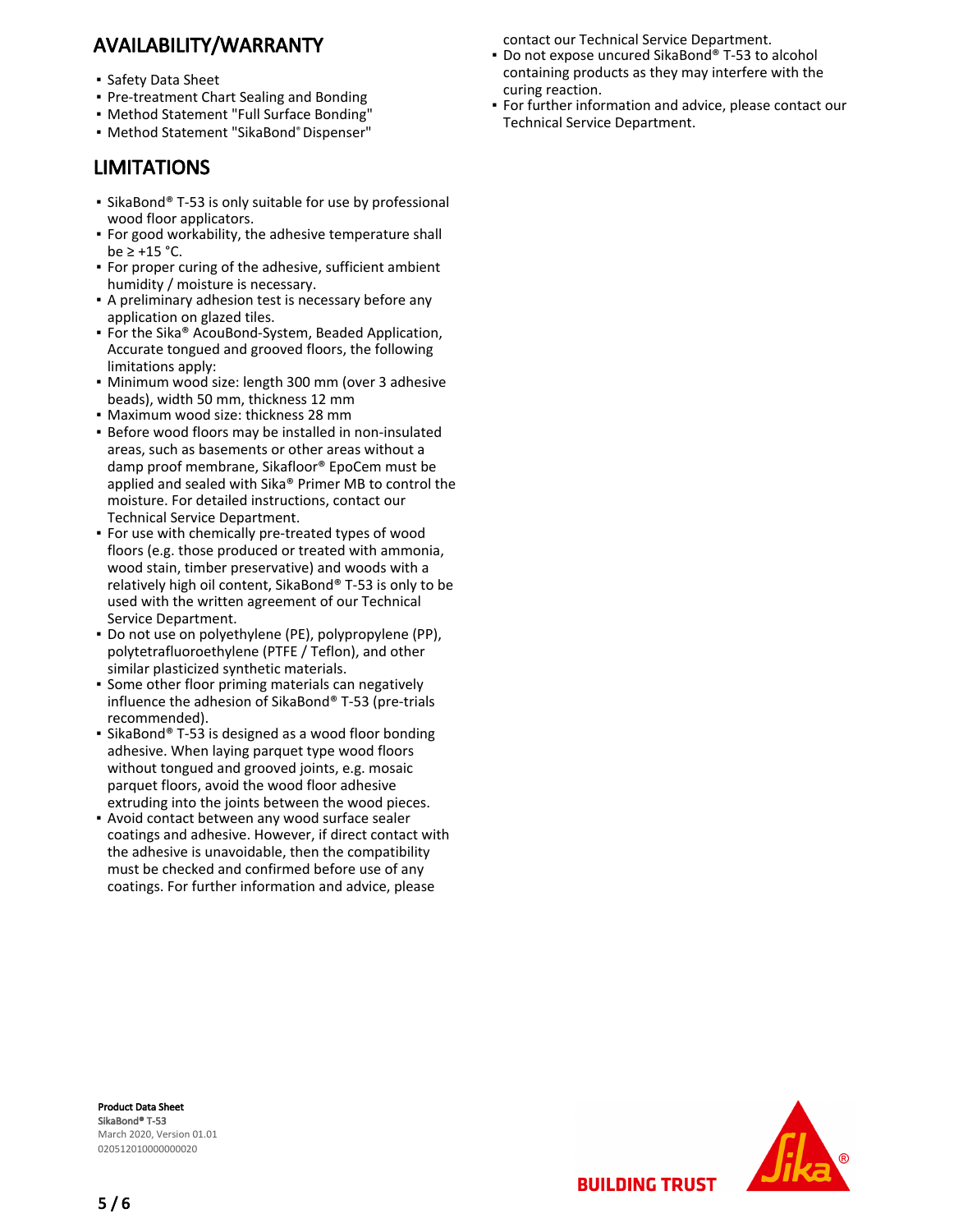## AVAILABILITY/WARRANTY

- Safety Data Sheet
- Pre-treatment Chart Sealing and Bonding
- Method Statement "Full Surface Bonding"
- Method Statement "SikaBond® Dispenser"

## LIMITATIONS

- SikaBond® T-53 is only suitable for use by professional wood floor applicators.
- For good workability, the adhesive temperature shall be ≥ +15 °C.
- For proper curing of the adhesive, sufficient ambient humidity / moisture is necessary.
- A preliminary adhesion test is necessary before any application on glazed tiles.
- For the Sika® AcouBond-System, Beaded Application, Accurate tongued and grooved floors, the following limitations apply:
- Minimum wood size: length 300 mm (over 3 adhesive beads), width 50 mm, thickness 12 mm
- Maximum wood size: thickness 28 mm
- Before wood floors may be installed in non-insulated areas, such as basements or other areas without a damp proof membrane, Sikafloor® EpoCem must be applied and sealed with Sika® Primer MB to control the moisture. For detailed instructions, contact our Technical Service Department.
- For use with chemically pre-treated types of wood floors (e.g. those produced or treated with ammonia, wood stain, timber preservative) and woods with a relatively high oil content, SikaBond® T-53 is only to be used with the written agreement of our Technical Service Department.
- Do not use on polyethylene (PE), polypropylene (PP), polytetrafluoroethylene (PTFE / Teflon), and other similar plasticized synthetic materials.
- Some other floor priming materials can negatively influence the adhesion of SikaBond® T-53 (pre-trials recommended).
- SikaBond® T-53 is designed as a wood floor bonding adhesive. When laying parquet type wood floors without tongued and grooved joints, e.g. mosaic parquet floors, avoid the wood floor adhesive extruding into the joints between the wood pieces.
- Avoid contact between any wood surface sealer coatings and adhesive. However, if direct contact with the adhesive is unavoidable, then the compatibility must be checked and confirmed before use of any coatings. For further information and advice, please contact our Technical Service Department.
- Do not expose uncured SikaBond® T-53 to alcohol containing products as they may interfere with the curing reaction.
- For further information and advice, please contact our Technical Service Department.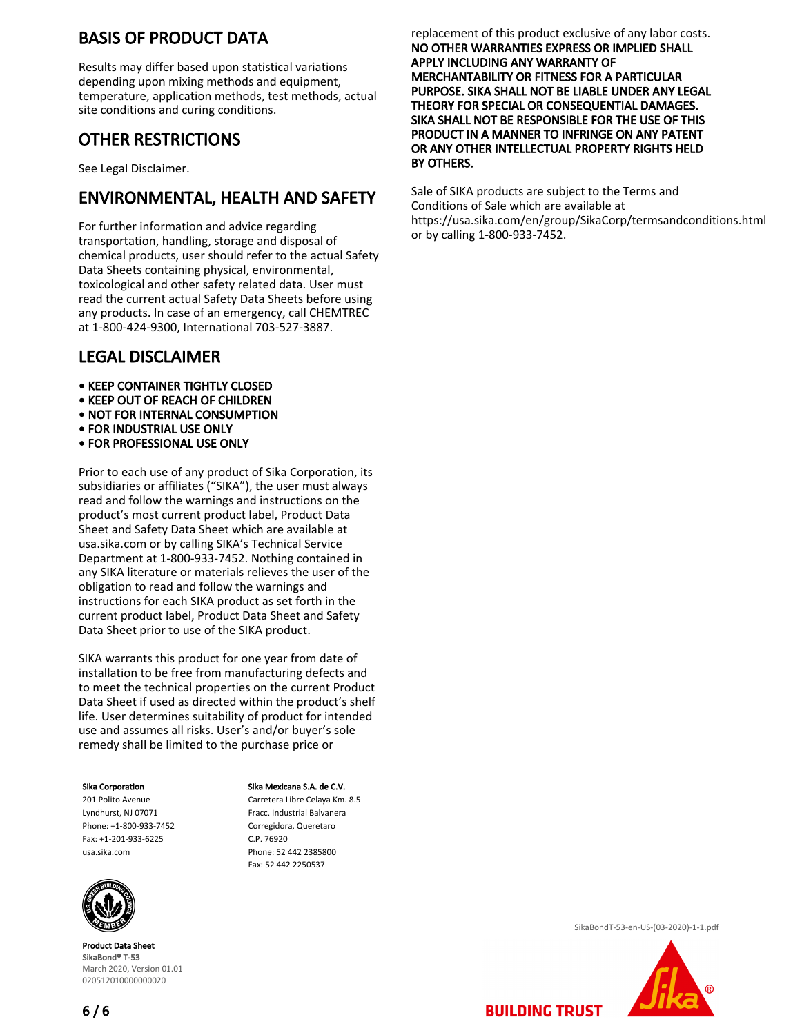## BASIS OF PRODUCT DATA

Results may differ based upon statistical variations depending upon mixing methods and equipment, temperature, application methods, test methods, actual site conditions and curing conditions.

## OTHER RESTRICTIONS

See Legal Disclaimer.

## ENVIRONMENTAL, HEALTH AND SAFETY

For further information and advice regarding transportation, handling, storage and disposal of chemical products, user should refer to the actual Safety Data Sheets containing physical, environmental, toxicological and other safety related data. User must read the current actual Safety Data Sheets before using any products. In case of an emergency, call CHEMTREC at 1-800-424-9300, International 703-527-3887.

## LEGAL DISCLAIMER

- **KEEP CONTAINER TIGHTLY CLOSED**
- **KEEP OUT OF REACH OF CHILDREN**
- **NOT FOR INTERNAL CONSUMPTION**
- **FOR INDUSTRIAL USE ONLY**
- **FOR PROFESSIONAL USE ONLY**

Prior to each use of any product of Sika Corporation, its subsidiaries or affiliates ("SIKA"), the user must always read and follow the warnings and instructions on the product's most current product label, Product Data Sheet and Safety Data Sheet which are available at usa.sika.com or by calling SIKA's Technical Service Department at 1-800-933-7452. Nothing contained in any SIKA literature or materials relieves the user of the obligation to read and follow the warnings and instructions for each SIKA product as set forth in the current product label, Product Data Sheet and Safety Data Sheet prior to use of the SIKA product.

SIKA warrants this product for one year from date of installation to be free from manufacturing defects and to meet the technical properties on the current Product Data Sheet if used as directed within the product's shelf life. User determines suitability of product for intended use and assumes all risks. User's and/or buyer's sole remedy shall be limited to the purchase price or replacement of this product exclusive of any labor costs. **NO OTHER WARRANTIES EXPRESS OR IMPLIED SHALL APPLY INCLUDING ANY WARRANTY OF MERCHANTABILITY OR FITNESS FOR A PARTICULAR PURPOSE. SIKA SHALL NOT BE LIABLE UNDER ANY LEGAL THEORY FOR SPECIAL OR CONSEQUENTIAL DAMAGES. SIKA SHALL NOT BE RESPONSIBLE FOR THE USE OF THIS PRODUCT IN A MANNER TO INFRINGE ON ANY PATENT OR ANY OTHER INTELLECTUAL PROPERTY RIGHTS HELD BY OTHERS.**

Sale of SIKA products are subject to the Terms and Conditions of Sale which are available at https://usa.sika.com/en/group/SikaCorp/termsandconditions.html or by calling 1-800-933-7452.

**Sika Corporation**
201 Polito Avenue
Lyndhurst, NJ 07071
Phone: +1-800-933-7452
Fax: +1-201-933-6225
usa.sika.com

**Sika Mexicana S.A. de C.V.**
Carretera Libre Celaya Km. 8.5
Fracc. Industrial Balvanera
Corregidora, Queretaro
C.P. 76920
Phone: 52 442 2385800
Fax: 52 442 2250537

**Product Data Sheet**
SikaBond® T-53
March 2020, Version 01.01
020512010000000020

SikaBondT-53-en-US-(03-2020)-1-1.pdf

BUILDING TRUST